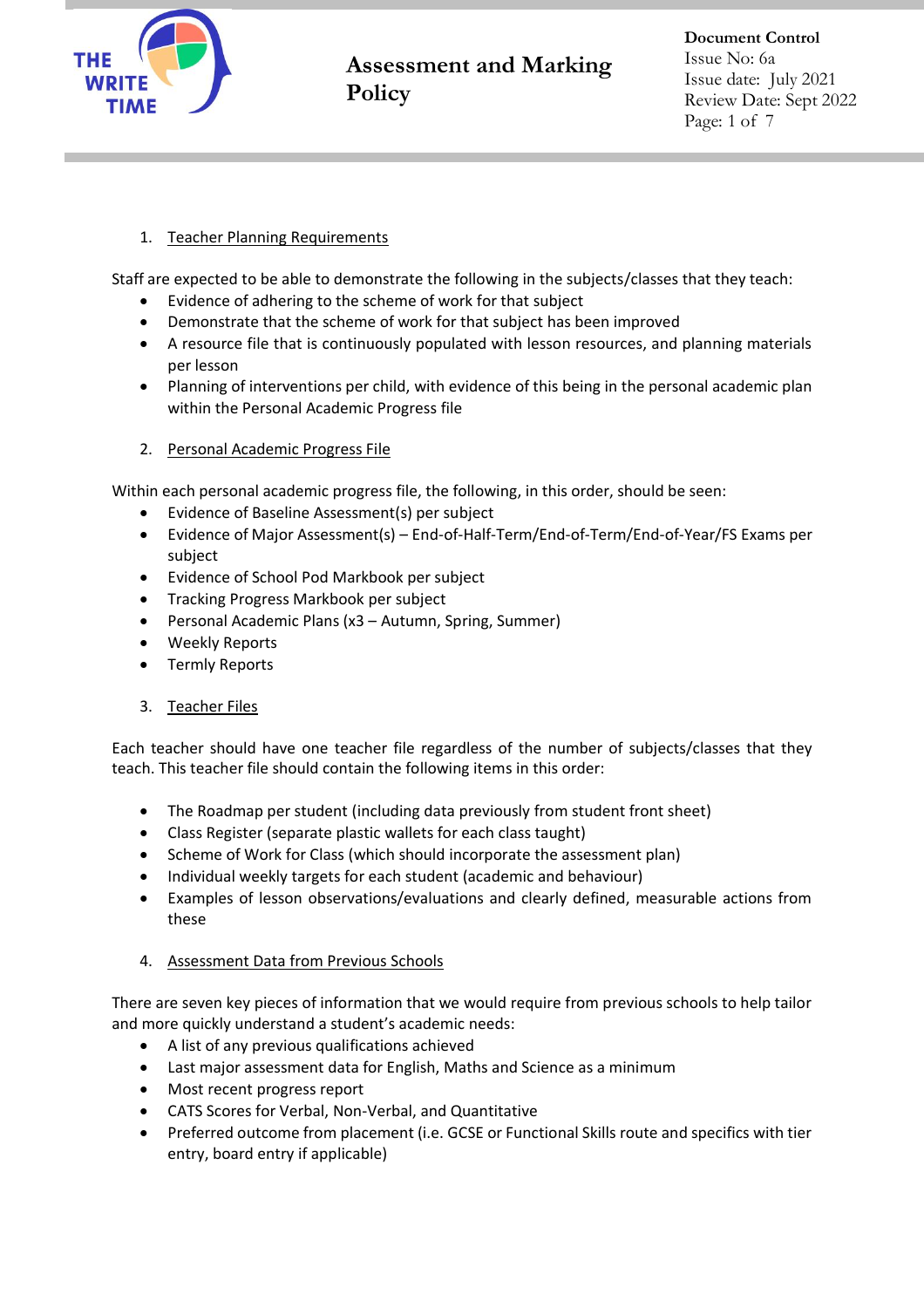# Assessment and Marking Policy

**Document Control**
Issue No: 6a
Issue date: July 2021
Review Date: Sept 2022

## 1. Teacher Planning Requirements

Staff are expected to be able to demonstrate the following in the subjects/classes that they teach:

- Evidence of adhering to the scheme of work for that subject
- Demonstrate that the scheme of work for that subject has been improved
- A resource file that is continuously populated with lesson resources, and planning materials per lesson
- Planning of interventions per child, with evidence of this being in the personal academic plan within the Personal Academic Progress file

## 2. Personal Academic Progress File

Within each personal academic progress file, the following, in this order, should be seen:

- Evidence of Baseline Assessment(s) per subject
- Evidence of Major Assessment(s) – End-of-Half-Term/End-of-Term/End-of-Year/FS Exams per subject
- Evidence of School Pod Markbook per subject
- Tracking Progress Markbook per subject
- Personal Academic Plans (x3 – Autumn, Spring, Summer)
- Weekly Reports
- Termly Reports

## 3. Teacher Files

Each teacher should have one teacher file regardless of the number of subjects/classes that they teach. This teacher file should contain the following items in this order:

- The Roadmap per student (including data previously from student front sheet)
- Class Register (separate plastic wallets for each class taught)
- Scheme of Work for Class (which should incorporate the assessment plan)
- Individual weekly targets for each student (academic and behaviour)
- Examples of lesson observations/evaluations and clearly defined, measurable actions from these

## 4. Assessment Data from Previous Schools

There are seven key pieces of information that we would require from previous schools to help tailor and more quickly understand a student's academic needs:

- A list of any previous qualifications achieved
- Last major assessment data for English, Maths and Science as a minimum
- Most recent progress report
- CATS Scores for Verbal, Non-Verbal, and Quantitative
- Preferred outcome from placement (i.e. GCSE or Functional Skills route and specifics with tier entry, board entry if applicable)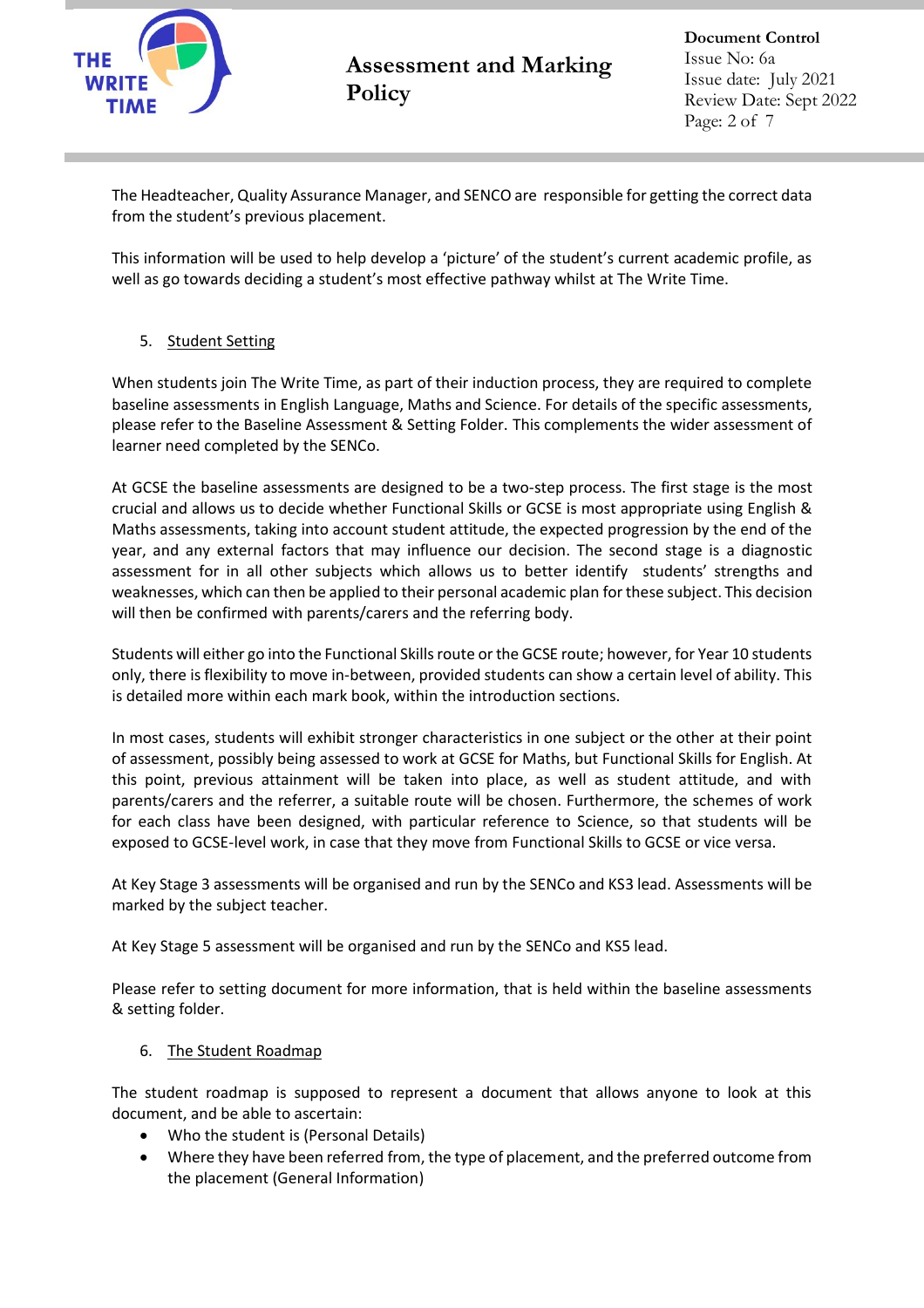The Headteacher, Quality Assurance Manager, and SENCO are responsible for getting the correct data from the student's previous placement.

This information will be used to help develop a 'picture' of the student's current academic profile, as well as go towards deciding a student's most effective pathway whilst at The Write Time.

## 5. Student Setting

When students join The Write Time, as part of their induction process, they are required to complete baseline assessments in English Language, Maths and Science. For details of the specific assessments, please refer to the Baseline Assessment & Setting Folder. This complements the wider assessment of learner need completed by the SENCo.

At GCSE the baseline assessments are designed to be a two-step process. The first stage is the most crucial and allows us to decide whether Functional Skills or GCSE is most appropriate using English & Maths assessments, taking into account student attitude, the expected progression by the end of the year, and any external factors that may influence our decision. The second stage is a diagnostic assessment for in all other subjects which allows us to better identify students' strengths and weaknesses, which can then be applied to their personal academic plan for these subject. This decision will then be confirmed with parents/carers and the referring body.

Students will either go into the Functional Skills route or the GCSE route; however, for Year 10 students only, there is flexibility to move in-between, provided students can show a certain level of ability. This is detailed more within each mark book, within the introduction sections.

In most cases, students will exhibit stronger characteristics in one subject or the other at their point of assessment, possibly being assessed to work at GCSE for Maths, but Functional Skills for English. At this point, previous attainment will be taken into place, as well as student attitude, and with parents/carers and the referrer, a suitable route will be chosen. Furthermore, the schemes of work for each class have been designed, with particular reference to Science, so that students will be exposed to GCSE-level work, in case that they move from Functional Skills to GCSE or vice versa.

At Key Stage 3 assessments will be organised and run by the SENCo and KS3 lead. Assessments will be marked by the subject teacher.

At Key Stage 5 assessment will be organised and run by the SENCo and KS5 lead.

Please refer to setting document for more information, that is held within the baseline assessments & setting folder.

## 6. The Student Roadmap

The student roadmap is supposed to represent a document that allows anyone to look at this document, and be able to ascertain:

- Who the student is (Personal Details)
- Where they have been referred from, the type of placement, and the preferred outcome from the placement (General Information)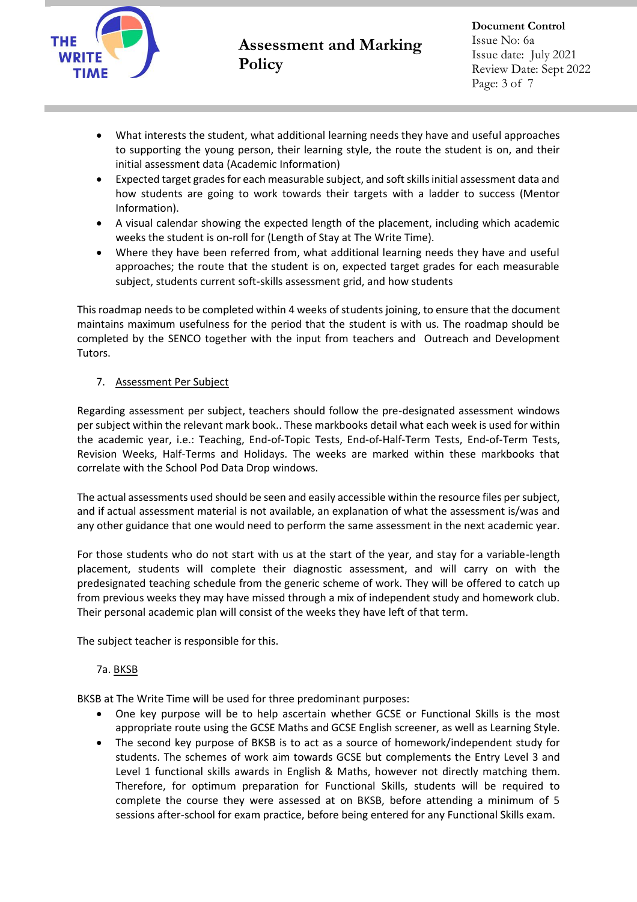- What interests the student, what additional learning needs they have and useful approaches to supporting the young person, their learning style, the route the student is on, and their initial assessment data (Academic Information)
- Expected target grades for each measurable subject, and soft skills initial assessment data and how students are going to work towards their targets with a ladder to success (Mentor Information).
- A visual calendar showing the expected length of the placement, including which academic weeks the student is on-roll for (Length of Stay at The Write Time).
- Where they have been referred from, what additional learning needs they have and useful approaches; the route that the student is on, expected target grades for each measurable subject, students current soft-skills assessment grid, and how students

This roadmap needs to be completed within 4 weeks of students joining, to ensure that the document maintains maximum usefulness for the period that the student is with us. The roadmap should be completed by the SENCO together with the input from teachers and Outreach and Development Tutors.

7. Assessment Per Subject

Regarding assessment per subject, teachers should follow the pre-designated assessment windows per subject within the relevant mark book.. These markbooks detail what each week is used for within the academic year, i.e.: Teaching, End-of-Topic Tests, End-of-Half-Term Tests, End-of-Term Tests, Revision Weeks, Half-Terms and Holidays. The weeks are marked within these markbooks that correlate with the School Pod Data Drop windows.

The actual assessments used should be seen and easily accessible within the resource files per subject, and if actual assessment material is not available, an explanation of what the assessment is/was and any other guidance that one would need to perform the same assessment in the next academic year.

For those students who do not start with us at the start of the year, and stay for a variable-length placement, students will complete their diagnostic assessment, and will carry on with the predesignated teaching schedule from the generic scheme of work. They will be offered to catch up from previous weeks they may have missed through a mix of independent study and homework club. Their personal academic plan will consist of the weeks they have left of that term.

The subject teacher is responsible for this.

7a. BKSB

BKSB at The Write Time will be used for three predominant purposes:

- One key purpose will be to help ascertain whether GCSE or Functional Skills is the most appropriate route using the GCSE Maths and GCSE English screener, as well as Learning Style.
- The second key purpose of BKSB is to act as a source of homework/independent study for students. The schemes of work aim towards GCSE but complements the Entry Level 3 and Level 1 functional skills awards in English & Maths, however not directly matching them. Therefore, for optimum preparation for Functional Skills, students will be required to complete the course they were assessed at on BKSB, before attending a minimum of 5 sessions after-school for exam practice, before being entered for any Functional Skills exam.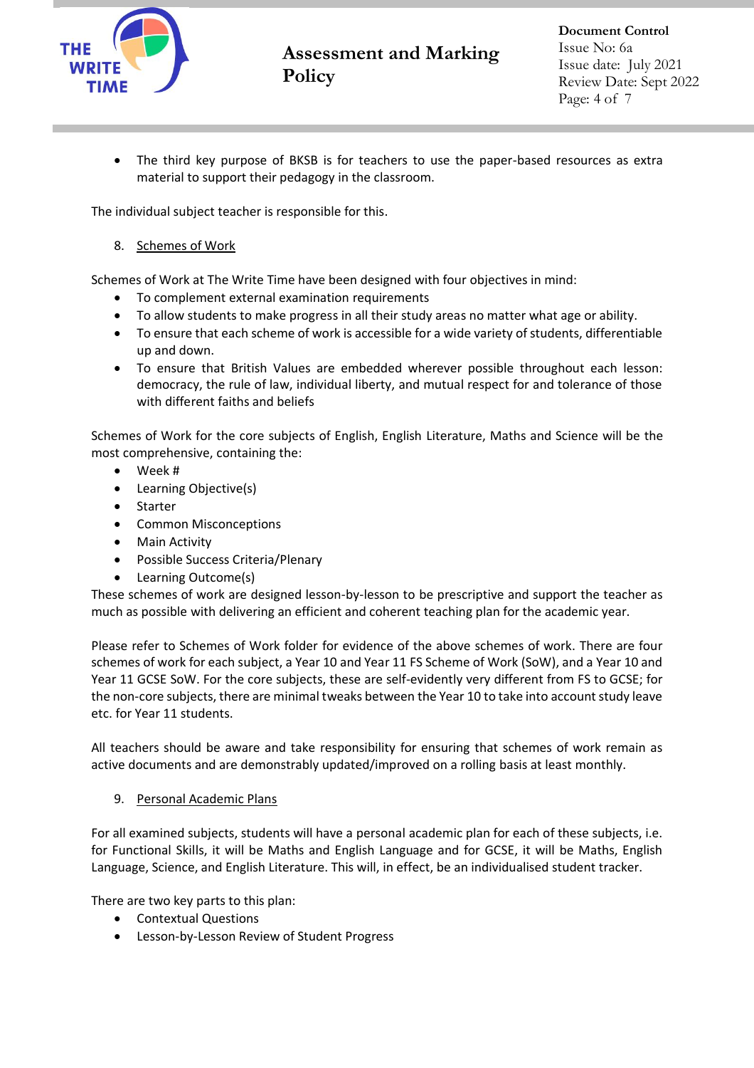- The third key purpose of BKSB is for teachers to use the paper-based resources as extra material to support their pedagogy in the classroom.

The individual subject teacher is responsible for this.

8. Schemes of Work

Schemes of Work at The Write Time have been designed with four objectives in mind:

- To complement external examination requirements
- To allow students to make progress in all their study areas no matter what age or ability.
- To ensure that each scheme of work is accessible for a wide variety of students, differentiable up and down.
- To ensure that British Values are embedded wherever possible throughout each lesson: democracy, the rule of law, individual liberty, and mutual respect for and tolerance of those with different faiths and beliefs

Schemes of Work for the core subjects of English, English Literature, Maths and Science will be the most comprehensive, containing the:

- Week #
- Learning Objective(s)
- Starter
- Common Misconceptions
- Main Activity
- Possible Success Criteria/Plenary
- Learning Outcome(s)

These schemes of work are designed lesson-by-lesson to be prescriptive and support the teacher as much as possible with delivering an efficient and coherent teaching plan for the academic year.

Please refer to Schemes of Work folder for evidence of the above schemes of work. There are four schemes of work for each subject, a Year 10 and Year 11 FS Scheme of Work (SoW), and a Year 10 and Year 11 GCSE SoW. For the core subjects, these are self-evidently very different from FS to GCSE; for the non-core subjects, there are minimal tweaks between the Year 10 to take into account study leave etc. for Year 11 students.

All teachers should be aware and take responsibility for ensuring that schemes of work remain as active documents and are demonstrably updated/improved on a rolling basis at least monthly.

9. Personal Academic Plans

For all examined subjects, students will have a personal academic plan for each of these subjects, i.e. for Functional Skills, it will be Maths and English Language and for GCSE, it will be Maths, English Language, Science, and English Literature. This will, in effect, be an individualised student tracker.

There are two key parts to this plan:

- Contextual Questions
- Lesson-by-Lesson Review of Student Progress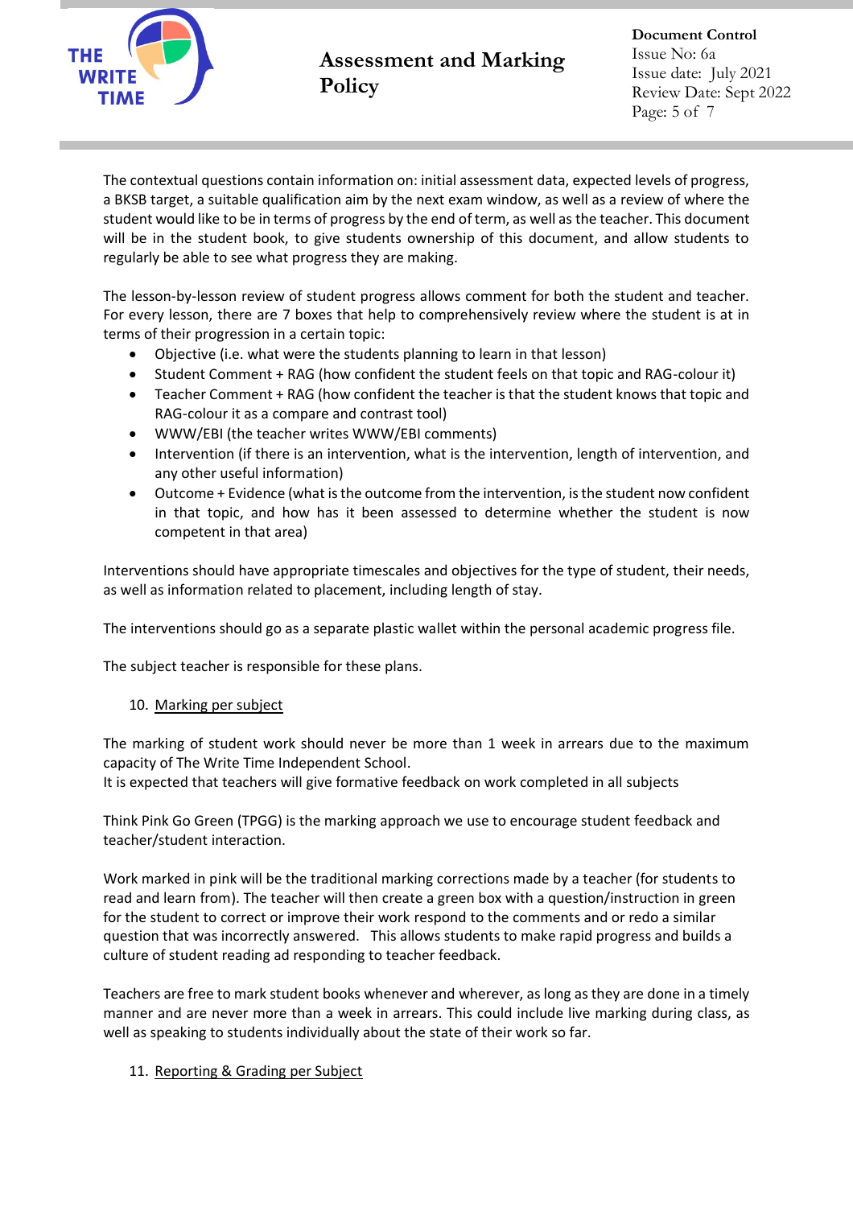The contextual questions contain information on: initial assessment data, expected levels of progress, a BKSB target, a suitable qualification aim by the next exam window, as well as a review of where the student would like to be in terms of progress by the end of term, as well as the teacher. This document will be in the student book, to give students ownership of this document, and allow students to regularly be able to see what progress they are making.

The lesson-by-lesson review of student progress allows comment for both the student and teacher. For every lesson, there are 7 boxes that help to comprehensively review where the student is at in terms of their progression in a certain topic:

- Objective (i.e. what were the students planning to learn in that lesson)
- Student Comment + RAG (how confident the student feels on that topic and RAG-colour it)
- Teacher Comment + RAG (how confident the teacher is that the student knows that topic and RAG-colour it as a compare and contrast tool)
- WWW/EBI (the teacher writes WWW/EBI comments)
- Intervention (if there is an intervention, what is the intervention, length of intervention, and any other useful information)
- Outcome + Evidence (what is the outcome from the intervention, is the student now confident in that topic, and how has it been assessed to determine whether the student is now competent in that area)

Interventions should have appropriate timescales and objectives for the type of student, their needs, as well as information related to placement, including length of stay.

The interventions should go as a separate plastic wallet within the personal academic progress file.

The subject teacher is responsible for these plans.

## 10. Marking per subject

The marking of student work should never be more than 1 week in arrears due to the maximum capacity of The Write Time Independent School.
It is expected that teachers will give formative feedback on work completed in all subjects

Think Pink Go Green (TPGG) is the marking approach we use to encourage student feedback and teacher/student interaction.

Work marked in pink will be the traditional marking corrections made by a teacher (for students to read and learn from). The teacher will then create a green box with a question/instruction in green for the student to correct or improve their work respond to the comments and or redo a similar question that was incorrectly answered. This allows students to make rapid progress and builds a culture of student reading ad responding to teacher feedback.

Teachers are free to mark student books whenever and wherever, as long as they are done in a timely manner and are never more than a week in arrears. This could include live marking during class, as well as speaking to students individually about the state of their work so far.

## 11. Reporting & Grading per Subject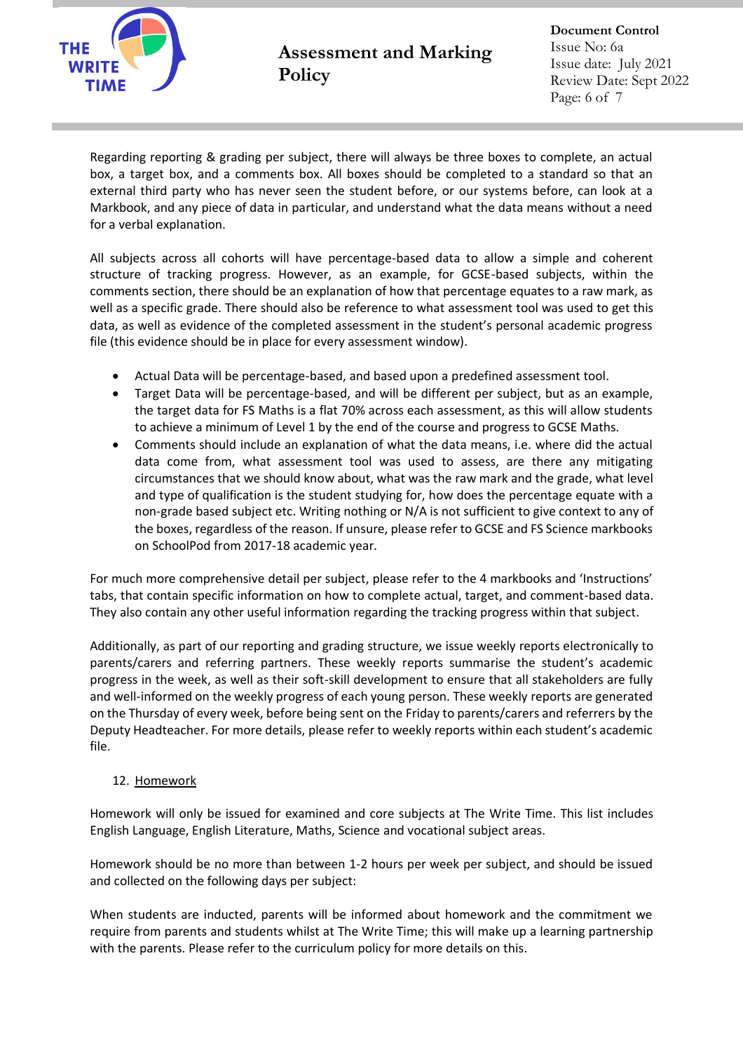Regarding reporting & grading per subject, there will always be three boxes to complete, an actual box, a target box, and a comments box. All boxes should be completed to a standard so that an external third party who has never seen the student before, or our systems before, can look at a Markbook, and any piece of data in particular, and understand what the data means without a need for a verbal explanation.

All subjects across all cohorts will have percentage-based data to allow a simple and coherent structure of tracking progress. However, as an example, for GCSE-based subjects, within the comments section, there should be an explanation of how that percentage equates to a raw mark, as well as a specific grade. There should also be reference to what assessment tool was used to get this data, as well as evidence of the completed assessment in the student's personal academic progress file (this evidence should be in place for every assessment window).

- Actual Data will be percentage-based, and based upon a predefined assessment tool.
- Target Data will be percentage-based, and will be different per subject, but as an example, the target data for FS Maths is a flat 70% across each assessment, as this will allow students to achieve a minimum of Level 1 by the end of the course and progress to GCSE Maths.
- Comments should include an explanation of what the data means, i.e. where did the actual data come from, what assessment tool was used to assess, are there any mitigating circumstances that we should know about, what was the raw mark and the grade, what level and type of qualification is the student studying for, how does the percentage equate with a non-grade based subject etc. Writing nothing or N/A is not sufficient to give context to any of the boxes, regardless of the reason. If unsure, please refer to GCSE and FS Science markbooks on SchoolPod from 2017-18 academic year.

For much more comprehensive detail per subject, please refer to the 4 markbooks and 'Instructions' tabs, that contain specific information on how to complete actual, target, and comment-based data. They also contain any other useful information regarding the tracking progress within that subject.

Additionally, as part of our reporting and grading structure, we issue weekly reports electronically to parents/carers and referring partners. These weekly reports summarise the student's academic progress in the week, as well as their soft-skill development to ensure that all stakeholders are fully and well-informed on the weekly progress of each young person. These weekly reports are generated on the Thursday of every week, before being sent on the Friday to parents/carers and referrers by the Deputy Headteacher. For more details, please refer to weekly reports within each student's academic file.

## 12. Homework

Homework will only be issued for examined and core subjects at The Write Time. This list includes English Language, English Literature, Maths, Science and vocational subject areas.

Homework should be no more than between 1-2 hours per week per subject, and should be issued and collected on the following days per subject:

When students are inducted, parents will be informed about homework and the commitment we require from parents and students whilst at The Write Time; this will make up a learning partnership with the parents. Please refer to the curriculum policy for more details on this.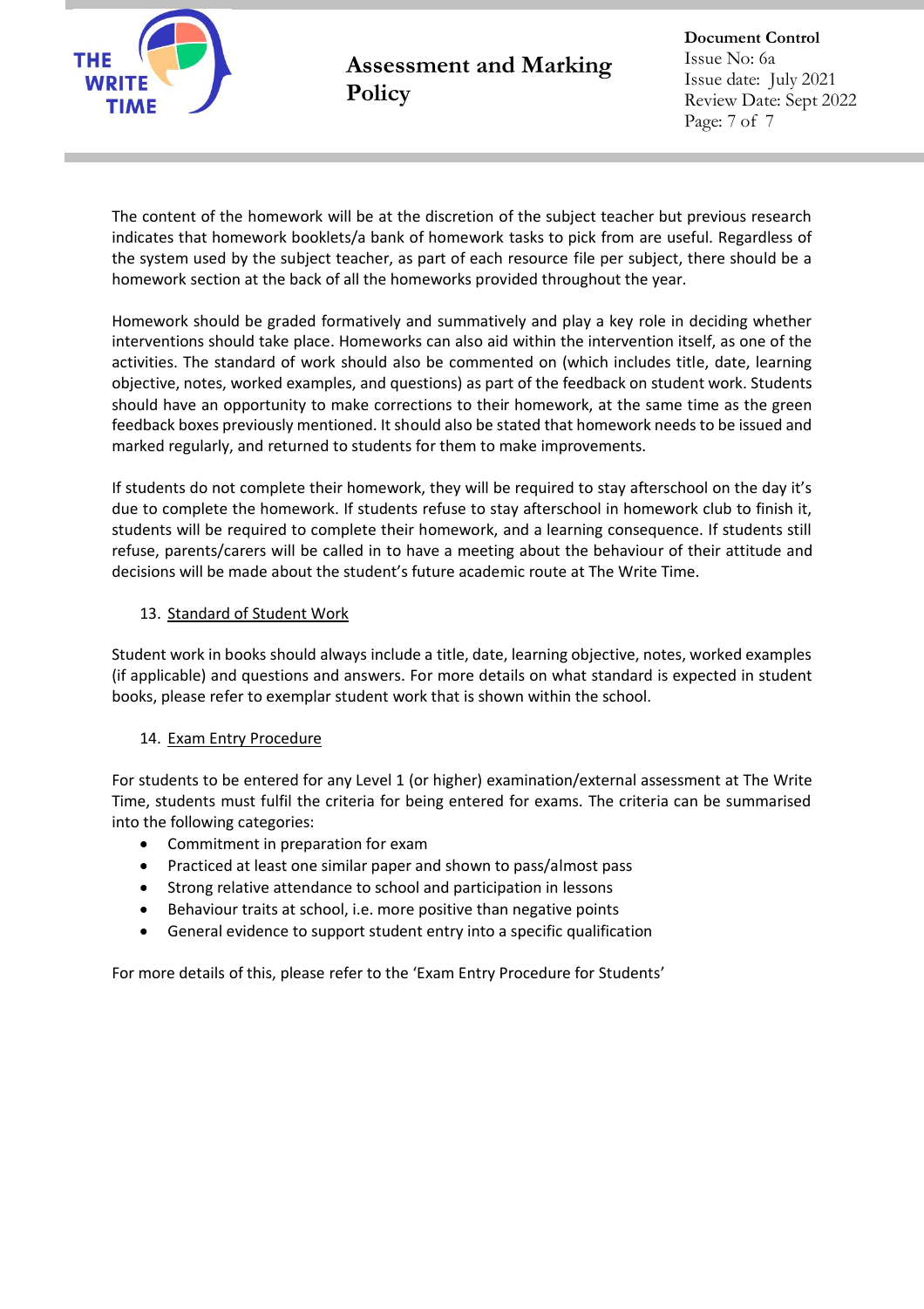The content of the homework will be at the discretion of the subject teacher but previous research indicates that homework booklets/a bank of homework tasks to pick from are useful. Regardless of the system used by the subject teacher, as part of each resource file per subject, there should be a homework section at the back of all the homeworks provided throughout the year.

Homework should be graded formatively and summatively and play a key role in deciding whether interventions should take place. Homeworks can also aid within the intervention itself, as one of the activities. The standard of work should also be commented on (which includes title, date, learning objective, notes, worked examples, and questions) as part of the feedback on student work. Students should have an opportunity to make corrections to their homework, at the same time as the green feedback boxes previously mentioned. It should also be stated that homework needs to be issued and marked regularly, and returned to students for them to make improvements.

If students do not complete their homework, they will be required to stay afterschool on the day it's due to complete the homework. If students refuse to stay afterschool in homework club to finish it, students will be required to complete their homework, and a learning consequence. If students still refuse, parents/carers will be called in to have a meeting about the behaviour of their attitude and decisions will be made about the student's future academic route at The Write Time.

## 13. <u>Standard of Student Work</u>

Student work in books should always include a title, date, learning objective, notes, worked examples (if applicable) and questions and answers. For more details on what standard is expected in student books, please refer to exemplar student work that is shown within the school.

## 14. <u>Exam Entry Procedure</u>

For students to be entered for any Level 1 (or higher) examination/external assessment at The Write Time, students must fulfil the criteria for being entered for exams. The criteria can be summarised into the following categories:

- Commitment in preparation for exam
- Practiced at least one similar paper and shown to pass/almost pass
- Strong relative attendance to school and participation in lessons
- Behaviour traits at school, i.e. more positive than negative points
- General evidence to support student entry into a specific qualification

For more details of this, please refer to the 'Exam Entry Procedure for Students'